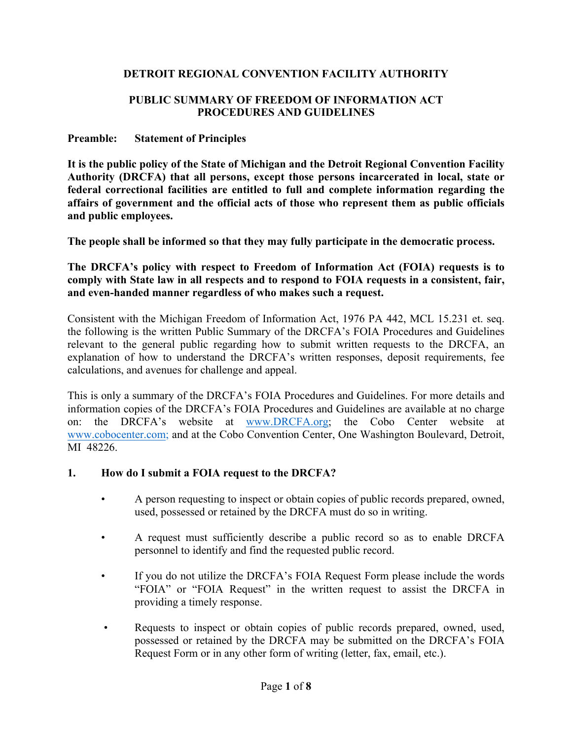# DETROIT REGIONAL CONVENTION FACILITY AUTHORITY

## PUBLIC SUMMARY OF FREEDOM OF INFORMATION ACT PROCEDURES AND GUIDELINES

**Preamble: Statement of Principles**

**It is the public policy of the State of Michigan and the Detroit Regional Convention Facility Authority (DRCFA) that all persons, except those persons incarcerated in local, state or federal correctional facilities are entitled to full and complete information regarding the affairs of government and the official acts of those who represent them as public officials and public employees.**

**The people shall be informed so that they may fully participate in the democratic process.**

**The DRCFA's policy with respect to Freedom of Information Act (FOIA) requests is to comply with State law in all respects and to respond to FOIA requests in a consistent, fair, and even-handed manner regardless of who makes such a request.**

Consistent with the Michigan Freedom of Information Act, 1976 PA 442, MCL 15.231 et. seq. the following is the written Public Summary of the DRCFA's FOIA Procedures and Guidelines relevant to the general public regarding how to submit written requests to the DRCFA, an explanation of how to understand the DRCFA's written responses, deposit requirements, fee calculations, and avenues for challenge and appeal.

This is only a summary of the DRCFA's FOIA Procedures and Guidelines. For more details and information copies of the DRCFA's FOIA Procedures and Guidelines are available at no charge on: the DRCFA's website at www.DRCFA.org; the Cobo Center website at www.cobocenter.com; and at the Cobo Convention Center, One Washington Boulevard, Detroit, MI 48226.

### 1. How do I submit a FOIA request to the DRCFA?

- A person requesting to inspect or obtain copies of public records prepared, owned, used, possessed or retained by the DRCFA must do so in writing.
- A request must sufficiently describe a public record so as to enable DRCFA personnel to identify and find the requested public record.
- If you do not utilize the DRCFA's FOIA Request Form please include the words "FOIA" or "FOIA Request" in the written request to assist the DRCFA in providing a timely response.
- Requests to inspect or obtain copies of public records prepared, owned, used, possessed or retained by the DRCFA may be submitted on the DRCFA's FOIA Request Form or in any other form of writing (letter, fax, email, etc.).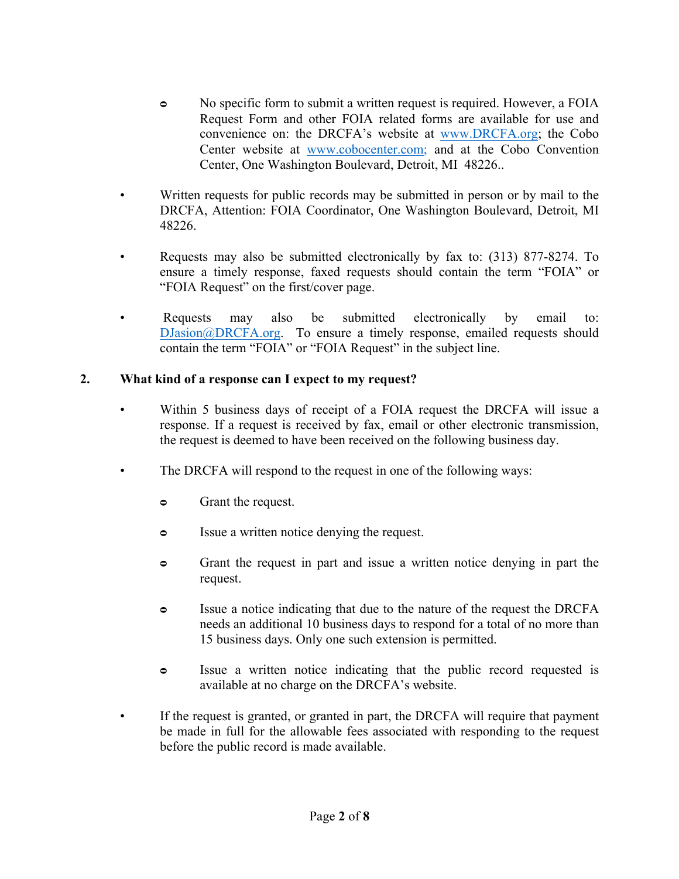- No specific form to submit a written request is required. However, a FOIA Request Form and other FOIA related forms are available for use and convenience on: the DRCFA's website at [www.DRCFA.org](http://www.DRCFA.org); the Cobo Center website at [www.cobocenter.com;](http://www.cobocenter.com) and at the Cobo Convention Center, One Washington Boulevard, Detroit, MI 48226..

- Written requests for public records may be submitted in person or by mail to the DRCFA, Attention: FOIA Coordinator, One Washington Boulevard, Detroit, MI 48226.

- Requests may also be submitted electronically by fax to: (313) 877-8274. To ensure a timely response, faxed requests should contain the term "FOIA" or "FOIA Request" on the first/cover page.

- Requests may also be submitted electronically by email to: [DJasion@DRCFA.org](mailto:DJasion@DRCFA.org). To ensure a timely response, emailed requests should contain the term "FOIA" or "FOIA Request" in the subject line.

## 2. What kind of a response can I expect to my request?

- Within 5 business days of receipt of a FOIA request the DRCFA will issue a response. If a request is received by fax, email or other electronic transmission, the request is deemed to have been received on the following business day.

- The DRCFA will respond to the request in one of the following ways:

    - Grant the request.

    - Issue a written notice denying the request.

    - Grant the request in part and issue a written notice denying in part the request.

    - Issue a notice indicating that due to the nature of the request the DRCFA needs an additional 10 business days to respond for a total of no more than 15 business days. Only one such extension is permitted.

    - Issue a written notice indicating that the public record requested is available at no charge on the DRCFA's website.

- If the request is granted, or granted in part, the DRCFA will require that payment be made in full for the allowable fees associated with responding to the request before the public record is made available.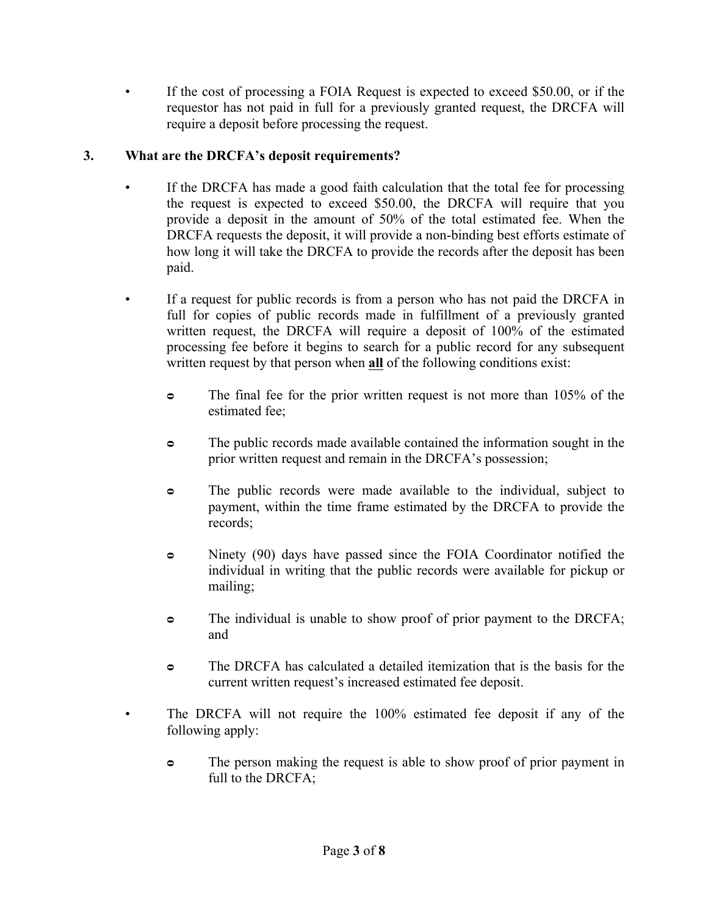- If the cost of processing a FOIA Request is expected to exceed $50.00, or if the requestor has not paid in full for a previously granted request, the DRCFA will require a deposit before processing the request.

### 3. What are the DRCFA's deposit requirements?

- If the DRCFA has made a good faith calculation that the total fee for processing the request is expected to exceed $50.00, the DRCFA will require that you provide a deposit in the amount of 50% of the total estimated fee. When the DRCFA requests the deposit, it will provide a non-binding best efforts estimate of how long it will take the DRCFA to provide the records after the deposit has been paid.

- If a request for public records is from a person who has not paid the DRCFA in full for copies of public records made in fulfillment of a previously granted written request, the DRCFA will require a deposit of 100% of the estimated processing fee before it begins to search for a public record for any subsequent written request by that person when **<u>all</u>** of the following conditions exist:

  - The final fee for the prior written request is not more than 105% of the estimated fee;
  - The public records made available contained the information sought in the prior written request and remain in the DRCFA's possession;
  - The public records were made available to the individual, subject to payment, within the time frame estimated by the DRCFA to provide the records;
  - Ninety (90) days have passed since the FOIA Coordinator notified the individual in writing that the public records were available for pickup or mailing;
  - The individual is unable to show proof of prior payment to the DRCFA; and
  - The DRCFA has calculated a detailed itemization that is the basis for the current written request's increased estimated fee deposit.

- The DRCFA will not require the 100% estimated fee deposit if any of the following apply:

  - The person making the request is able to show proof of prior payment in full to the DRCFA;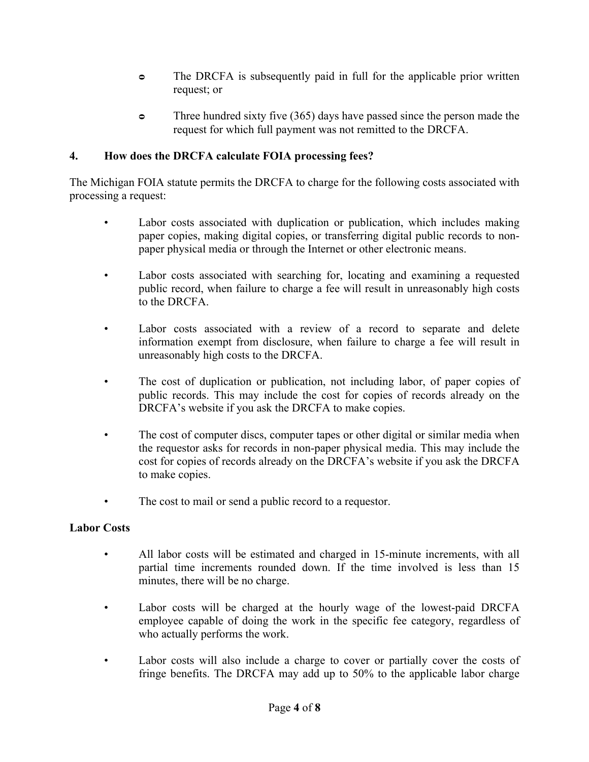- The DRCFA is subsequently paid in full for the applicable prior written request; or

- Three hundred sixty five (365) days have passed since the person made the request for which full payment was not remitted to the DRCFA.

### 4. How does the DRCFA calculate FOIA processing fees?

The Michigan FOIA statute permits the DRCFA to charge for the following costs associated with processing a request:

- Labor costs associated with duplication or publication, which includes making paper copies, making digital copies, or transferring digital public records to non-paper physical media or through the Internet or other electronic means.

- Labor costs associated with searching for, locating and examining a requested public record, when failure to charge a fee will result in unreasonably high costs to the DRCFA.

- Labor costs associated with a review of a record to separate and delete information exempt from disclosure, when failure to charge a fee will result in unreasonably high costs to the DRCFA.

- The cost of duplication or publication, not including labor, of paper copies of public records. This may include the cost for copies of records already on the DRCFA's website if you ask the DRCFA to make copies.

- The cost of computer discs, computer tapes or other digital or similar media when the requestor asks for records in non-paper physical media. This may include the cost for copies of records already on the DRCFA's website if you ask the DRCFA to make copies.

- The cost to mail or send a public record to a requestor.

**Labor Costs**

- All labor costs will be estimated and charged in 15-minute increments, with all partial time increments rounded down. If the time involved is less than 15 minutes, there will be no charge.

- Labor costs will be charged at the hourly wage of the lowest-paid DRCFA employee capable of doing the work in the specific fee category, regardless of who actually performs the work.

- Labor costs will also include a charge to cover or partially cover the costs of fringe benefits. The DRCFA may add up to 50% to the applicable labor charge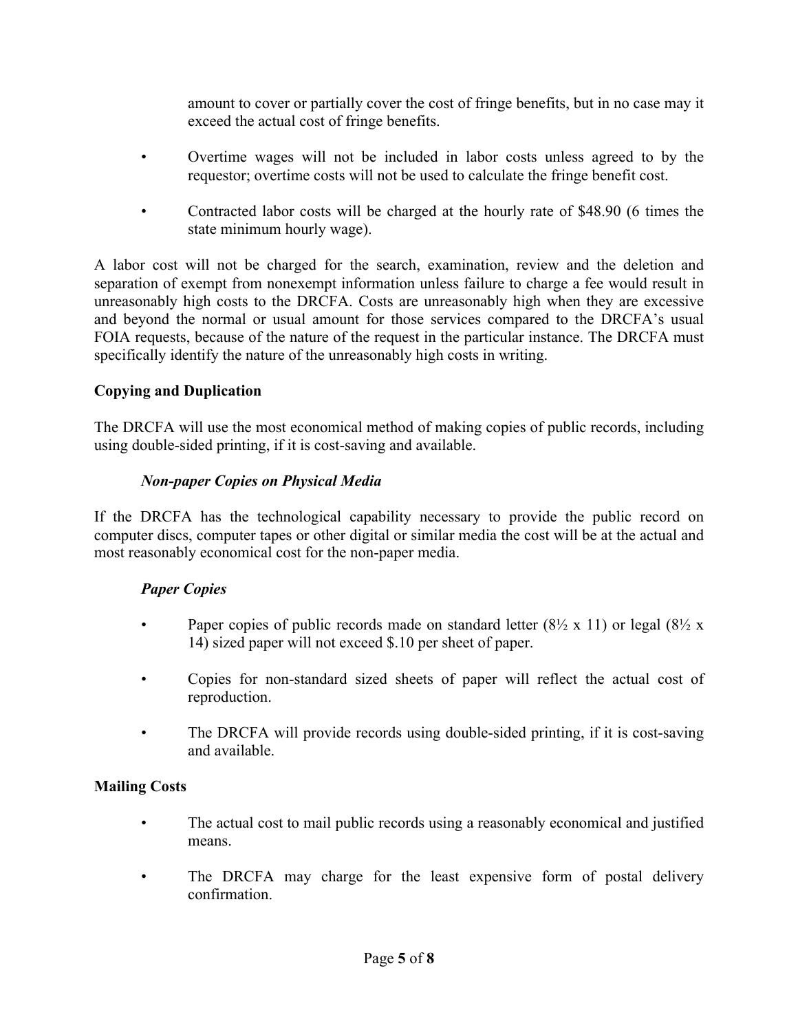amount to cover or partially cover the cost of fringe benefits, but in no case may it exceed the actual cost of fringe benefits.

- Overtime wages will not be included in labor costs unless agreed to by the requestor; overtime costs will not be used to calculate the fringe benefit cost.
- Contracted labor costs will be charged at the hourly rate of $48.90 (6 times the state minimum hourly wage).

A labor cost will not be charged for the search, examination, review and the deletion and separation of exempt from nonexempt information unless failure to charge a fee would result in unreasonably high costs to the DRCFA. Costs are unreasonably high when they are excessive and beyond the normal or usual amount for those services compared to the DRCFA's usual FOIA requests, because of the nature of the request in the particular instance. The DRCFA must specifically identify the nature of the unreasonably high costs in writing.

**Copying and Duplication**

The DRCFA will use the most economical method of making copies of public records, including using double-sided printing, if it is cost-saving and available.

***Non-paper Copies on Physical Media***

If the DRCFA has the technological capability necessary to provide the public record on computer discs, computer tapes or other digital or similar media the cost will be at the actual and most reasonably economical cost for the non-paper media.

***Paper Copies***

- Paper copies of public records made on standard letter (8½ x 11) or legal (8½ x 14) sized paper will not exceed $.10 per sheet of paper.
- Copies for non-standard sized sheets of paper will reflect the actual cost of reproduction.
- The DRCFA will provide records using double-sided printing, if it is cost-saving and available.

**Mailing Costs**

- The actual cost to mail public records using a reasonably economical and justified means.
- The DRCFA may charge for the least expensive form of postal delivery confirmation.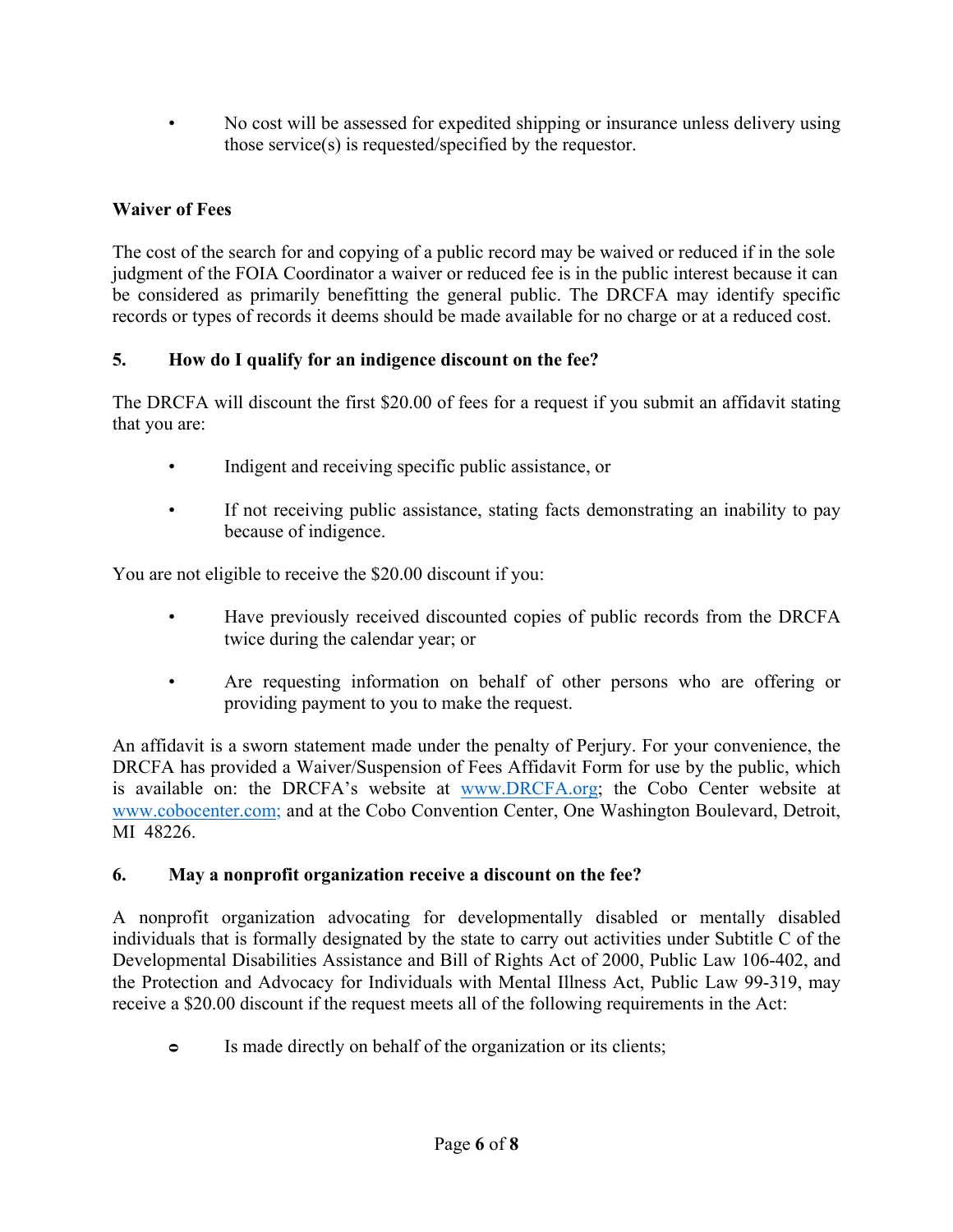- No cost will be assessed for expedited shipping or insurance unless delivery using those service(s) is requested/specified by the requestor.

**Waiver of Fees**

The cost of the search for and copying of a public record may be waived or reduced if in the sole judgment of the FOIA Coordinator a waiver or reduced fee is in the public interest because it can be considered as primarily benefitting the general public. The DRCFA may identify specific records or types of records it deems should be made available for no charge or at a reduced cost.

**5. How do I qualify for an indigence discount on the fee?**

The DRCFA will discount the first $20.00 of fees for a request if you submit an affidavit stating that you are:

- Indigent and receiving specific public assistance, or
- If not receiving public assistance, stating facts demonstrating an inability to pay because of indigence.

You are not eligible to receive the $20.00 discount if you:

- Have previously received discounted copies of public records from the DRCFA twice during the calendar year; or
- Are requesting information on behalf of other persons who are offering or providing payment to you to make the request.

An affidavit is a sworn statement made under the penalty of Perjury. For your convenience, the DRCFA has provided a Waiver/Suspension of Fees Affidavit Form for use by the public, which is available on: the DRCFA's website at www.DRCFA.org; the Cobo Center website at www.cobocenter.com; and at the Cobo Convention Center, One Washington Boulevard, Detroit, MI 48226.

**6. May a nonprofit organization receive a discount on the fee?**

A nonprofit organization advocating for developmentally disabled or mentally disabled individuals that is formally designated by the state to carry out activities under Subtitle C of the Developmental Disabilities Assistance and Bill of Rights Act of 2000, Public Law 106-402, and the Protection and Advocacy for Individuals with Mental Illness Act, Public Law 99-319, may receive a $20.00 discount if the request meets all of the following requirements in the Act:

- Is made directly on behalf of the organization or its clients;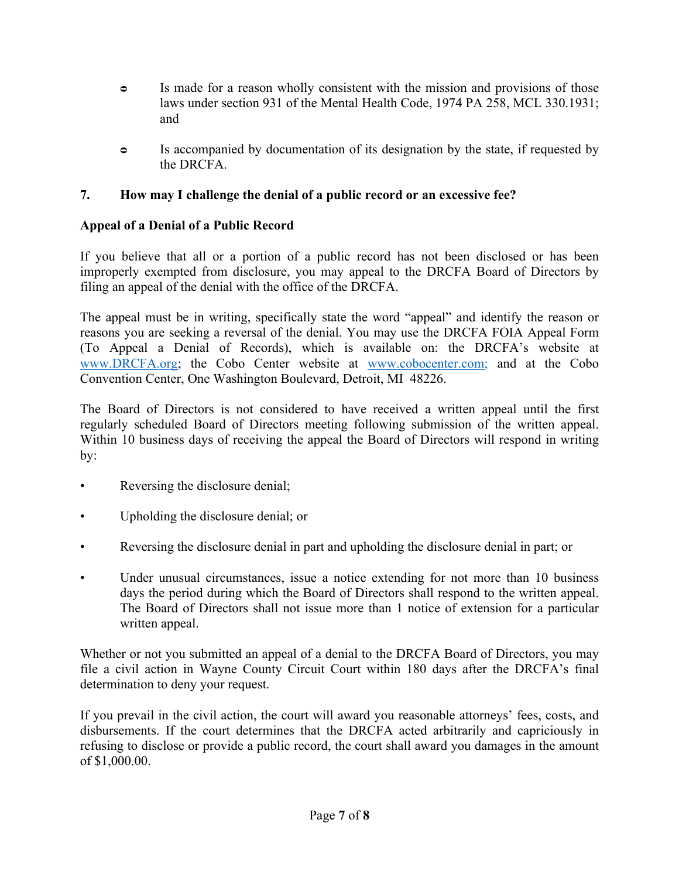- Is made for a reason wholly consistent with the mission and provisions of those laws under section 931 of the Mental Health Code, 1974 PA 258, MCL 330.1931; and

- Is accompanied by documentation of its designation by the state, if requested by the DRCFA.

### 7. How may I challenge the denial of a public record or an excessive fee?

#### Appeal of a Denial of a Public Record

If you believe that all or a portion of a public record has not been disclosed or has been improperly exempted from disclosure, you may appeal to the DRCFA Board of Directors by filing an appeal of the denial with the office of the DRCFA.

The appeal must be in writing, specifically state the word "appeal" and identify the reason or reasons you are seeking a reversal of the denial. You may use the DRCFA FOIA Appeal Form (To Appeal a Denial of Records), which is available on: the DRCFA's website at www.DRCFA.org; the Cobo Center website at www.cobocenter.com; and at the Cobo Convention Center, One Washington Boulevard, Detroit, MI 48226.

The Board of Directors is not considered to have received a written appeal until the first regularly scheduled Board of Directors meeting following submission of the written appeal. Within 10 business days of receiving the appeal the Board of Directors will respond in writing by:

- Reversing the disclosure denial;
- Upholding the disclosure denial; or
- Reversing the disclosure denial in part and upholding the disclosure denial in part; or
- Under unusual circumstances, issue a notice extending for not more than 10 business days the period during which the Board of Directors shall respond to the written appeal. The Board of Directors shall not issue more than 1 notice of extension for a particular written appeal.

Whether or not you submitted an appeal of a denial to the DRCFA Board of Directors, you may file a civil action in Wayne County Circuit Court within 180 days after the DRCFA's final determination to deny your request.

If you prevail in the civil action, the court will award you reasonable attorneys' fees, costs, and disbursements. If the court determines that the DRCFA acted arbitrarily and capriciously in refusing to disclose or provide a public record, the court shall award you damages in the amount of $1,000.00.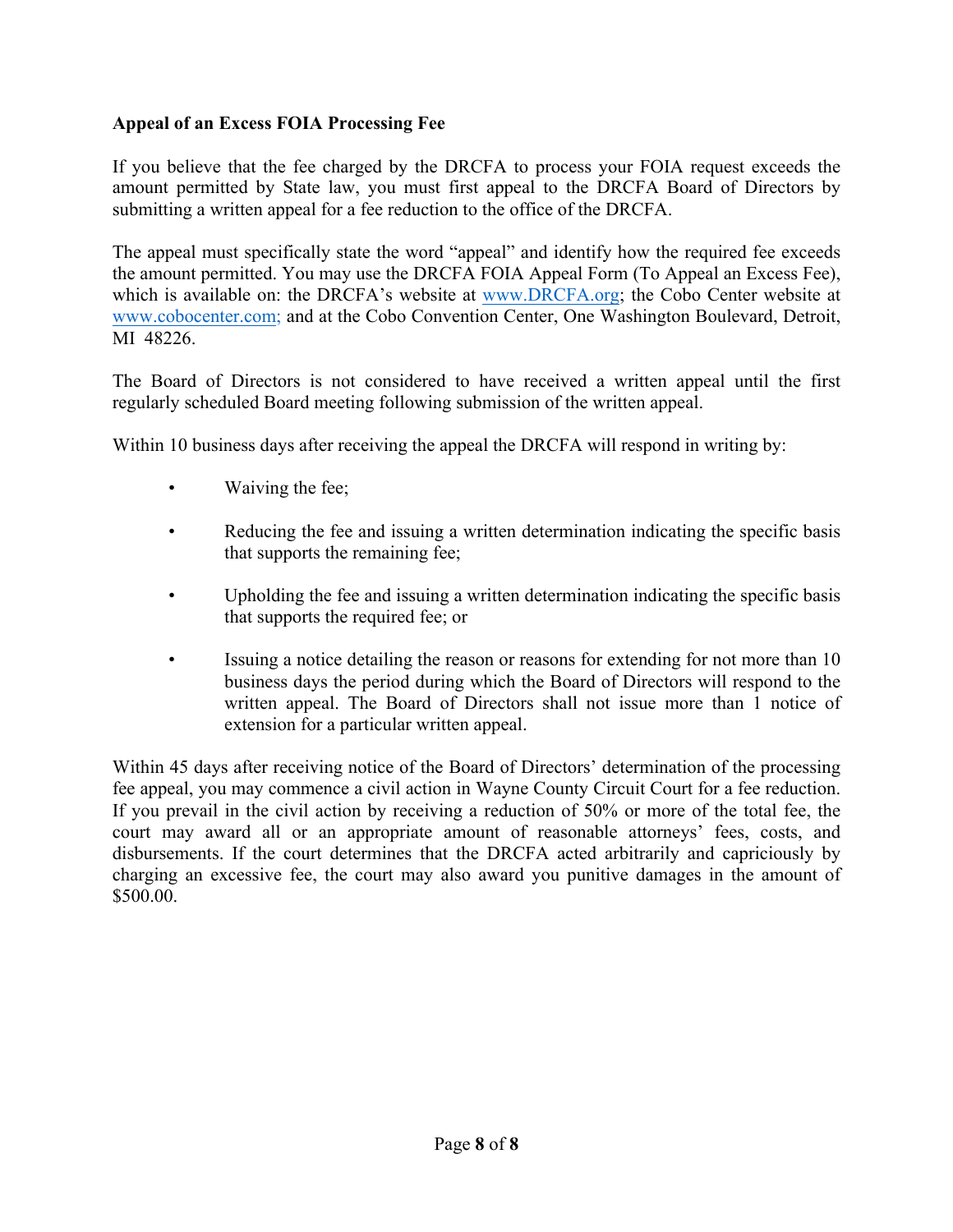**Appeal of an Excess FOIA Processing Fee**

If you believe that the fee charged by the DRCFA to process your FOIA request exceeds the amount permitted by State law, you must first appeal to the DRCFA Board of Directors by submitting a written appeal for a fee reduction to the office of the DRCFA.

The appeal must specifically state the word "appeal" and identify how the required fee exceeds the amount permitted. You may use the DRCFA FOIA Appeal Form (To Appeal an Excess Fee), which is available on: the DRCFA's website at www.DRCFA.org; the Cobo Center website at www.cobocenter.com; and at the Cobo Convention Center, One Washington Boulevard, Detroit, MI 48226.

The Board of Directors is not considered to have received a written appeal until the first regularly scheduled Board meeting following submission of the written appeal.

Within 10 business days after receiving the appeal the DRCFA will respond in writing by:

- Waiving the fee;
- Reducing the fee and issuing a written determination indicating the specific basis that supports the remaining fee;
- Upholding the fee and issuing a written determination indicating the specific basis that supports the required fee; or
- Issuing a notice detailing the reason or reasons for extending for not more than 10 business days the period during which the Board of Directors will respond to the written appeal. The Board of Directors shall not issue more than 1 notice of extension for a particular written appeal.

Within 45 days after receiving notice of the Board of Directors' determination of the processing fee appeal, you may commence a civil action in Wayne County Circuit Court for a fee reduction. If you prevail in the civil action by receiving a reduction of 50% or more of the total fee, the court may award all or an appropriate amount of reasonable attorneys' fees, costs, and disbursements. If the court determines that the DRCFA acted arbitrarily and capriciously by charging an excessive fee, the court may also award you punitive damages in the amount of $500.00.